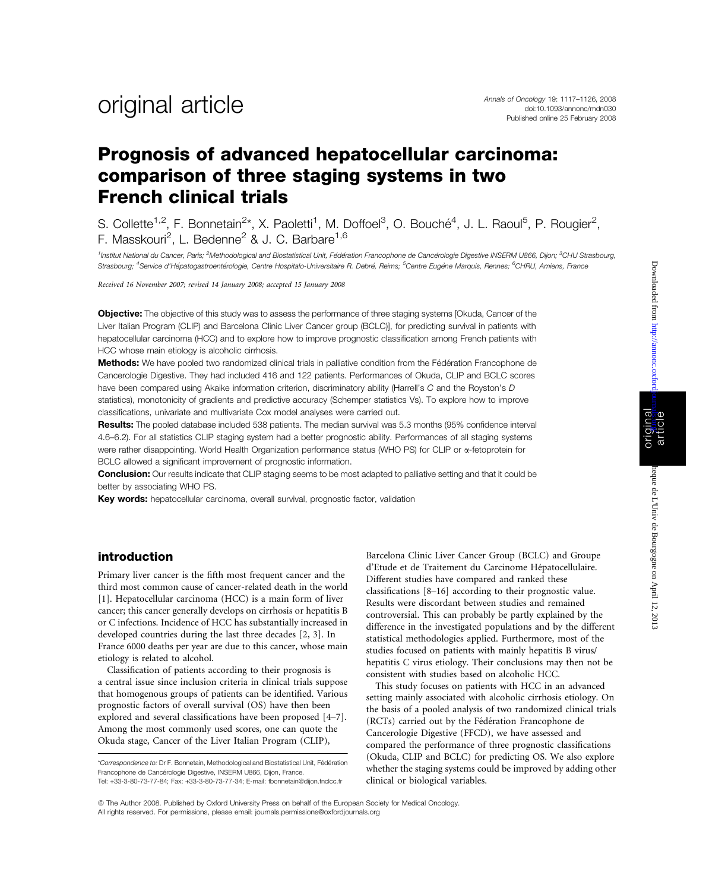original article

# Prognosis of advanced hepatocellular carcinoma: comparison of three staging systems in two French clinical trials

S. Collette[1,2], F. Bonnetain[2*], X. Paoletti[1], M. Doffoel[3], O. Bouché[4], J. L. Raoul[5], P. Rougier[2], F. Masskouri[2], L. Bedenne[2] & J. C. Barbare[1,6]

[1]Institut National du Cancer, Paris; [2]Methodological and Biostatistical Unit, Fédération Francophone de Cancérologie Digestive INSERM U866, Dijon; [3]CHU Strasbourg, Strasbourg; [4]Service d'Hépatogastroentérologie, Centre Hospitalo-Universitaire R. Debré, Reims; [5]Centre Eugène Marquis, Rennes; [6]CHRU, Amiens, France

*Received 16 November 2007; revised 14 January 2008; accepted 15 January 2008*

**Objective:** The objective of this study was to assess the performance of three staging systems [Okuda, Cancer of the Liver Italian Program (CLIP) and Barcelona Clinic Liver Cancer group (BCLC)], for predicting survival in patients with hepatocellular carcinoma (HCC) and to explore how to improve prognostic classification among French patients with HCC whose main etiology is alcoholic cirrhosis.

**Methods:** We have pooled two randomized clinical trials in palliative condition from the Fédération Francophone de Cancerologie Digestive. They had included 416 and 122 patients. Performances of Okuda, CLIP and BCLC scores have been compared using Akaike information criterion, discriminatory ability (Harrell's *C* and the Royston's *D* statistics), monotonicity of gradients and predictive accuracy (Schemper statistics Vs). To explore how to improve classifications, univariate and multivariate Cox model analyses were carried out.

**Results:** The pooled database included 538 patients. The median survival was 5.3 months (95% confidence interval 4.6–6.2). For all statistics CLIP staging system had a better prognostic ability. Performances of all staging systems were rather disappointing. World Health Organization performance status (WHO PS) for CLIP or $\alpha$-fetoprotein for BCLC allowed a significant improvement of prognostic information.

**Conclusion:** Our results indicate that CLIP staging seems to be most adapted to palliative setting and that it could be better by associating WHO PS.

**Key words:** hepatocellular carcinoma, overall survival, prognostic factor, validation

## introduction

Primary liver cancer is the fifth most frequent cancer and the third most common cause of cancer-related death in the world [1]. Hepatocellular carcinoma (HCC) is a main form of liver cancer; this cancer generally develops on cirrhosis or hepatitis B or C infections. Incidence of HCC has substantially increased in developed countries during the last three decades [2, 3]. In France 6000 deaths per year are due to this cancer, whose main etiology is related to alcohol.

Classification of patients according to their prognosis is a central issue since inclusion criteria in clinical trials suppose that homogenous groups of patients can be identified. Various prognostic factors of overall survival (OS) have then been explored and several classifications have been proposed [4–7]. Among the most commonly used scores, one can quote the Okuda stage, Cancer of the Liver Italian Program (CLIP), Barcelona Clinic Liver Cancer Group (BCLC) and Groupe d'Etude et de Traitement du Carcinome Hépatocellulaire. Different studies have compared and ranked these classifications [8–16] according to their prognostic value. Results were discordant between studies and remained controversial. This can probably be partly explained by the difference in the investigated populations and by the different statistical methodologies applied. Furthermore, most of the studies focused on patients with mainly hepatitis B virus/hepatitis C virus etiology. Their conclusions may then not be consistent with studies based on alcoholic HCC.

This study focuses on patients with HCC in an advanced setting mainly associated with alcoholic cirrhosis etiology. On the basis of a pooled analysis of two randomized clinical trials (RCTs) carried out by the Fédération Francophone de Cancerologie Digestive (FFCD), we have assessed and compared the performance of three prognostic classifications (Okuda, CLIP and BCLC) for predicting OS. We also explore whether the staging systems could be improved by adding other clinical or biological variables.

*Correspondence to: Dr F. Bonnetain, Methodological and Biostatistical Unit, Fédération Francophone de Cancérologie Digestive, INSERM U866, Dijon, France. Tel: +33-3-80-73-77-84; Fax: +33-3-80-73-77-34; E-mail: fbonnetain@dijon.fnclcc.fr

© The Author 2008. Published by Oxford University Press on behalf of the European Society for Medical Oncology. All rights reserved. For permissions, please email: journals.permissions@oxfordjournals.org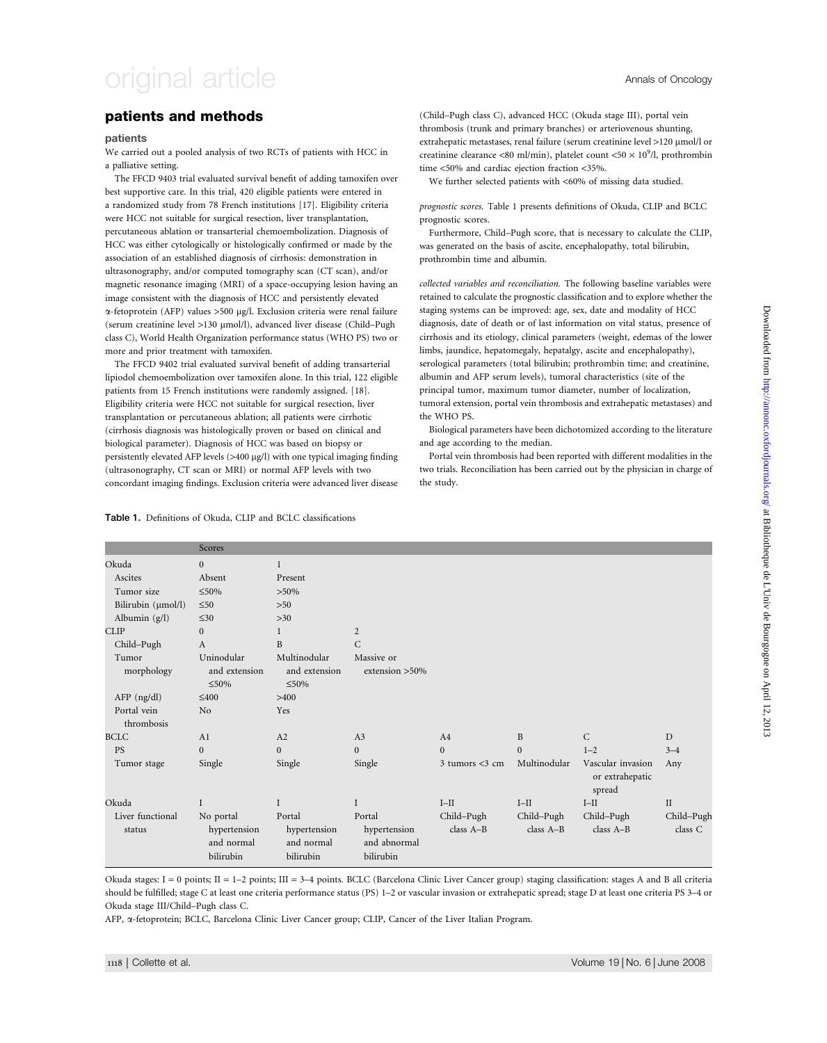## patients and methods

### patients

We carried out a pooled analysis of two RCTs of patients with HCC in a palliative setting.

The FFCD 9403 trial evaluated survival benefit of adding tamoxifen over best supportive care. In this trial, 420 eligible patients were entered in a randomized study from 78 French institutions [17]. Eligibility criteria were HCC not suitable for surgical resection, liver transplantation, percutaneous ablation or transarterial chemoembolization. Diagnosis of HCC was either cytologically or histologically confirmed or made by the association of an established diagnosis of cirrhosis: demonstration in ultrasonography, and/or computed tomography scan (CT scan), and/or magnetic resonance imaging (MRI) of a space-occupying lesion having an image consistent with the diagnosis of HCC and persistently elevated α-fetoprotein (AFP) values >500 µg/l. Exclusion criteria were renal failure (serum creatinine level >130 µmol/l), advanced liver disease (Child–Pugh class C), World Health Organization performance status (WHO PS) two or more and prior treatment with tamoxifen.

The FFCD 9402 trial evaluated survival benefit of adding transarterial lipiodol chemoembolization over tamoxifen alone. In this trial, 122 eligible patients from 15 French institutions were randomly assigned. [18]. Eligibility criteria were HCC not suitable for surgical resection, liver transplantation or percutaneous ablation; all patients were cirrhotic (cirrhosis diagnosis was histologically proven or based on clinical and biological parameter). Diagnosis of HCC was based on biopsy or persistently elevated AFP levels (>400 µg/l) with one typical imaging finding (ultrasonography, CT scan or MRI) or normal AFP levels with two concordant imaging findings. Exclusion criteria were advanced liver disease (Child–Pugh class C), advanced HCC (Okuda stage III), portal vein thrombosis (trunk and primary branches) or arteriovenous shunting, extrahepatic metastases, renal failure (serum creatinine level >120 µmol/l or creatinine clearance <80 ml/min), platelet count <50 × $10^9$/l, prothrombin time <50% and cardiac ejection fraction <35%.

We further selected patients with <60% of missing data studied.

*prognostic scores.* Table 1 presents definitions of Okuda, CLIP and BCLC prognostic scores.

Furthermore, Child–Pugh score, that is necessary to calculate the CLIP, was generated on the basis of ascite, encephalopathy, total bilirubin, prothrombin time and albumin.

*collected variables and reconciliation.* The following baseline variables were retained to calculate the prognostic classification and to explore whether the staging systems can be improved: age, sex, date and modality of HCC diagnosis, date of death or of last information on vital status, presence of cirrhosis and its etiology, clinical parameters (weight, edemas of the lower limbs, jaundice, hepatomegaly, hepatalgy, ascite and encephalopathy), serological parameters (total bilirubin; prothrombin time; and creatinine, albumin and AFP serum levels), tumoral characteristics (site of the principal tumor, maximum tumor diameter, number of localization, tumoral extension, portal vein thrombosis and extrahepatic metastases) and the WHO PS.

Biological parameters have been dichotomized according to the literature and age according to the median.

Portal vein thrombosis had been reported with different modalities in the two trials. Reconciliation has been carried out by the physician in charge of the study.

**Table 1.** Definitions of Okuda, CLIP and BCLC classifications

| | Scores | | | | | | |
|---|---|---|---|---|---|---|---|
| Okuda | 0 | 1 | | | | | |
| Ascites | Absent | Present | | | | | |
| Tumor size | ≤50% | >50% | | | | | |
| Bilirubin (µmol/l) | ≤50 | >50 | | | | | |
| Albumin (g/l) | ≤30 | >30 | | | | | |
| CLIP | 0 | 1 | 2 | | | | |
| Child–Pugh | A | B | C | | | | |
| Tumor morphology | Uninodular and extension ≤50% | Multinodular and extension ≤50% | Massive or extension >50% | | | | |
| AFP (ng/dl) | ≤400 | >400 | | | | | |
| Portal vein thrombosis | No | Yes | | | | | |
| BCLC | A1 | A2 | A3 | A4 | B | C | D |
| PS | 0 | 0 | 0 | 0 | 0 | 1–2 | 3–4 |
| Tumor stage | Single | Single | Single | 3 tumors <3 cm | Multinodular | Vascular invasion or extrahepatic spread | Any |
| Okuda | I | I | I | I–II | I–II | I–II | II |
| Liver functional status | No portal hypertension and normal bilirubin | Portal hypertension and normal bilirubin | Portal hypertension and abnormal bilirubin | Child–Pugh class A–B | Child–Pugh class A–B | Child–Pugh class A–B | Child–Pugh class C |

Okuda stages: I = 0 points; II = 1–2 points; III = 3–4 points. BCLC (Barcelona Clinic Liver Cancer group) staging classification: stages A and B all criteria should be fulfilled; stage C at least one criteria performance status (PS) 1–2 or vascular invasion or extrahepatic spread; stage D at least one criteria PS 3–4 or Okuda stage III/Child–Pugh class C.

AFP, α-fetoprotein; BCLC, Barcelona Clinic Liver Cancer group; CLIP, Cancer of the Liver Italian Program.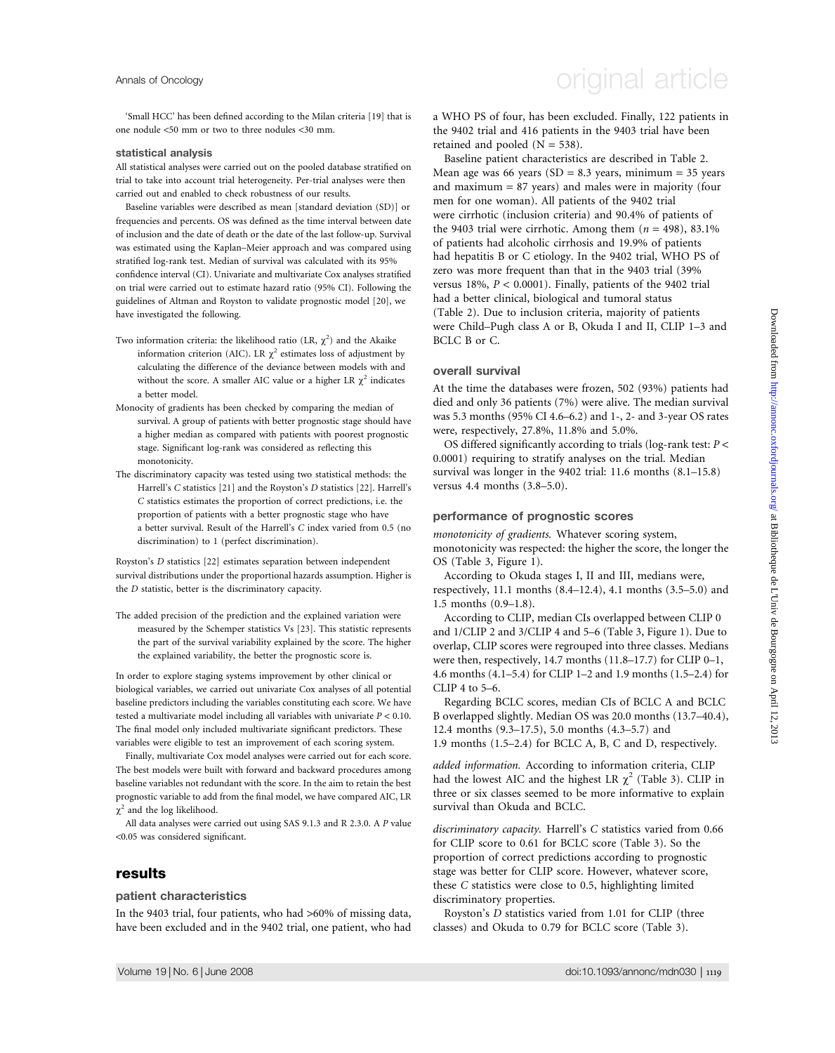'Small HCC' has been defined according to the Milan criteria [19] that is one nodule <50 mm or two to three nodules <30 mm.

### statistical analysis

All statistical analyses were carried out on the pooled database stratified on trial to take into account trial heterogeneity. Per-trial analyses were then carried out and enabled to check robustness of our results.

Baseline variables were described as mean [standard deviation (SD)] or frequencies and percents. OS was defined as the time interval between date of inclusion and the date of death or the date of the last follow-up. Survival was estimated using the Kaplan–Meier approach and was compared using stratified log-rank test. Median of survival was calculated with its 95% confidence interval (CI). Univariate and multivariate Cox analyses stratified on trial were carried out to estimate hazard ratio (95% CI). Following the guidelines of Altman and Royston to validate prognostic model [20], we have investigated the following.

- Two information criteria: the likelihood ratio (LR, $\chi^2$) and the Akaike information criterion (AIC). LR $\chi^2$ estimates loss of adjustment by calculating the difference of the deviance between models with and without the score. A smaller AIC value or a higher LR $\chi^2$ indicates a better model.
- Monocity of gradients has been checked by comparing the median of survival. A group of patients with better prognostic stage should have a higher median as compared with patients with poorest prognostic stage. Significant log-rank was considered as reflecting this monotonicity.
- The discriminatory capacity was tested using two statistical methods: the Harrell's *C* statistics [21] and the Royston's *D* statistics [22]. Harrell's *C* statistics estimates the proportion of correct predictions, i.e. the proportion of patients with a better prognostic stage who have a better survival. Result of the Harrell's *C* index varied from 0.5 (no discrimination) to 1 (perfect discrimination).

Royston's *D* statistics [22] estimates separation between independent survival distributions under the proportional hazards assumption. Higher is the *D* statistic, better is the discriminatory capacity.

- The added precision of the prediction and the explained variation were measured by the Schemper statistics Vs [23]. This statistic represents the part of the survival variability explained by the score. The higher the explained variability, the better the prognostic score is.

In order to explore staging systems improvement by other clinical or biological variables, we carried out univariate Cox analyses of all potential baseline predictors including the variables constituting each score. We have tested a multivariate model including all variables with univariate $P < 0.10$. The final model only included multivariate significant predictors. These variables were eligible to test an improvement of each scoring system.

Finally, multivariate Cox model analyses were carried out for each score. The best models were built with forward and backward procedures among baseline variables not redundant with the score. In the aim to retain the best prognostic variable to add from the final model, we have compared AIC, LR $\chi^2$ and the log likelihood.

All data analyses were carried out using SAS 9.1.3 and R 2.3.0. A *P* value <0.05 was considered significant.

## results

### patient characteristics

In the 9403 trial, four patients, who had >60% of missing data, have been excluded and in the 9402 trial, one patient, who had a WHO PS of four, has been excluded. Finally, 122 patients in the 9402 trial and 416 patients in the 9403 trial have been retained and pooled (N = 538).

Baseline patient characteristics are described in Table 2. Mean age was 66 years (SD = 8.3 years, minimum = 35 years and maximum = 87 years) and males were in majority (four men for one woman). All patients of the 9402 trial were cirrhotic (inclusion criteria) and 90.4% of patients of the 9403 trial were cirrhotic. Among them ($n$ = 498), 83.1% of patients had alcoholic cirrhosis and 19.9% of patients had hepatitis B or C etiology. In the 9402 trial, WHO PS of zero was more frequent than that in the 9403 trial (39% versus 18%, $P < 0.0001$). Finally, patients of the 9402 trial had a better clinical, biological and tumoral status (Table 2). Due to inclusion criteria, majority of patients were Child–Pugh class A or B, Okuda I and II, CLIP 1–3 and BCLC B or C.

### overall survival

At the time the databases were frozen, 502 (93%) patients had died and only 36 patients (7%) were alive. The median survival was 5.3 months (95% CI 4.6–6.2) and 1-, 2- and 3-year OS rates were, respectively, 27.8%, 11.8% and 5.0%.

OS differed significantly according to trials (log-rank test: $P < 0.0001$) requiring to stratify analyses on the trial. Median survival was longer in the 9402 trial: 11.6 months (8.1–15.8) versus 4.4 months (3.8–5.0).

### performance of prognostic scores

*monotonicity of gradients.* Whatever scoring system, monotonicity was respected: the higher the score, the longer the OS (Table 3, Figure 1).

According to Okuda stages I, II and III, medians were, respectively, 11.1 months (8.4–12.4), 4.1 months (3.5–5.0) and 1.5 months (0.9–1.8).

According to CLIP, median CIs overlapped between CLIP 0 and 1/CLIP 2 and 3/CLIP 4 and 5–6 (Table 3, Figure 1). Due to overlap, CLIP scores were regrouped into three classes. Medians were then, respectively, 14.7 months (11.8–17.7) for CLIP 0–1, 4.6 months (4.1–5.4) for CLIP 1–2 and 1.9 months (1.5–2.4) for CLIP 4 to 5–6.

Regarding BCLC scores, median CIs of BCLC A and BCLC B overlapped slightly. Median OS was 20.0 months (13.7–40.4), 12.4 months (9.3–17.5), 5.0 months (4.3–5.7) and 1.9 months (1.5–2.4) for BCLC A, B, C and D, respectively.

*added information.* According to information criteria, CLIP had the lowest AIC and the highest LR $\chi^2$ (Table 3). CLIP in three or six classes seemed to be more informative to explain survival than Okuda and BCLC.

*discriminatory capacity.* Harrell's *C* statistics varied from 0.66 for CLIP score to 0.61 for BCLC score (Table 3). So the proportion of correct predictions according to prognostic stage was better for CLIP score. However, whatever score, these *C* statistics were close to 0.5, highlighting limited discriminatory properties.

Royston's *D* statistics varied from 1.01 for CLIP (three classes) and Okuda to 0.79 for BCLC score (Table 3).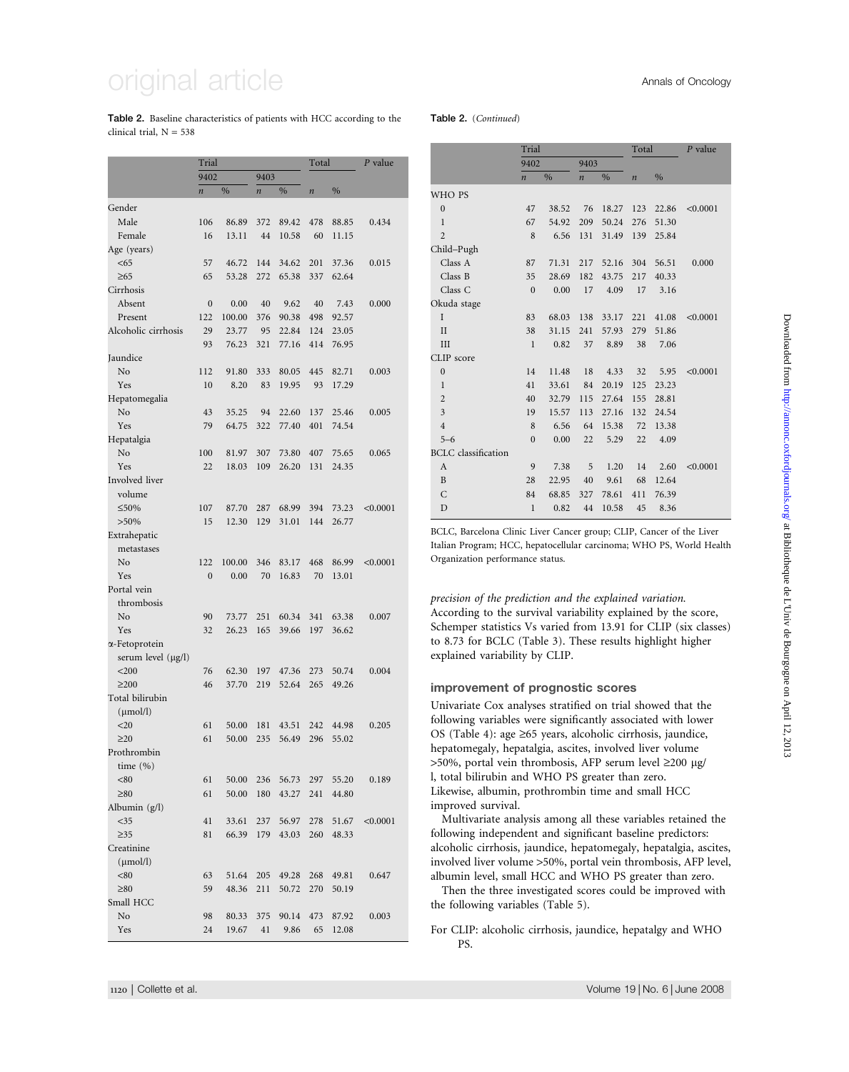**Table 2.** Baseline characteristics of patients with HCC according to the clinical trial, N = 538

| | Trial | | | | Total | | P value |
|---|---|---|---|---|---|---|---|
| | 9402 | | 9403 | | | | |
| | n | % | n | % | n | % | |
| Gender | | | | | | | |
| Male | 106 | 86.89 | 372 | 89.42 | 478 | 88.85 | 0.434 |
| Female | 16 | 13.11 | 44 | 10.58 | 60 | 11.15 | |
| Age (years) | | | | | | | |
| <65 | 57 | 46.72 | 144 | 34.62 | 201 | 37.36 | 0.015 |
| ≥65 | 65 | 53.28 | 272 | 65.38 | 337 | 62.64 | |
| Cirrhosis | | | | | | | |
| Absent | 0 | 0.00 | 40 | 9.62 | 40 | 7.43 | 0.000 |
| Present | 122 | 100.00 | 376 | 90.38 | 498 | 92.57 | |
| Alcoholic cirrhosis | 29 | 23.77 | 95 | 22.84 | 124 | 23.05 | |
| | 93 | 76.23 | 321 | 77.16 | 414 | 76.95 | |
| Jaundice | | | | | | | |
| No | 112 | 91.80 | 333 | 80.05 | 445 | 82.71 | 0.003 |
| Yes | 10 | 8.20 | 83 | 19.95 | 93 | 17.29 | |
| Hepatomegalia | | | | | | | |
| No | 43 | 35.25 | 94 | 22.60 | 137 | 25.46 | 0.005 |
| Yes | 79 | 64.75 | 322 | 77.40 | 401 | 74.54 | |
| Hepatalgia | | | | | | | |
| No | 100 | 81.97 | 307 | 73.80 | 407 | 75.65 | 0.065 |
| Yes | 22 | 18.03 | 109 | 26.20 | 131 | 24.35 | |
| Involved liver volume | | | | | | | |
| ≤50% | 107 | 87.70 | 287 | 68.99 | 394 | 73.23 | <0.0001 |
| >50% | 15 | 12.30 | 129 | 31.01 | 144 | 26.77 | |
| Extrahepatic metastases | | | | | | | |
| No | 122 | 100.00 | 346 | 83.17 | 468 | 86.99 | <0.0001 |
| Yes | 0 | 0.00 | 70 | 16.83 | 70 | 13.01 | |
| Portal vein thrombosis | | | | | | | |
| No | 90 | 73.77 | 251 | 60.34 | 341 | 63.38 | 0.007 |
| Yes | 32 | 26.23 | 165 | 39.66 | 197 | 36.62 | |
| α-Fetoprotein serum level (μg/l) | | | | | | | |
| <200 | 76 | 62.30 | 197 | 47.36 | 273 | 50.74 | 0.004 |
| ≥200 | 46 | 37.70 | 219 | 52.64 | 265 | 49.26 | |
| Total bilirubin (μmol/l) | | | | | | | |
| <20 | 61 | 50.00 | 181 | 43.51 | 242 | 44.98 | 0.205 |
| ≥20 | 61 | 50.00 | 235 | 56.49 | 296 | 55.02 | |
| Prothrombin time (%) | | | | | | | |
| <80 | 61 | 50.00 | 236 | 56.73 | 297 | 55.20 | 0.189 |
| ≥80 | 61 | 50.00 | 180 | 43.27 | 241 | 44.80 | |
| Albumin (g/l) | | | | | | | |
| <35 | 41 | 33.61 | 237 | 56.97 | 278 | 51.67 | <0.0001 |
| ≥35 | 81 | 66.39 | 179 | 43.03 | 260 | 48.33 | |
| Creatinine (μmol/l) | | | | | | | |
| <80 | 63 | 51.64 | 205 | 49.28 | 268 | 49.81 | 0.647 |
| ≥80 | 59 | 48.36 | 211 | 50.72 | 270 | 50.19 | |
| Small HCC | | | | | | | |
| No | 98 | 80.33 | 375 | 90.14 | 473 | 87.92 | 0.003 |
| Yes | 24 | 19.67 | 41 | 9.86 | 65 | 12.08 | |
| WHO PS | | | | | | | |
| 0 | 47 | 38.52 | 76 | 18.27 | 123 | 22.86 | <0.0001 |
| 1 | 67 | 54.92 | 209 | 50.24 | 276 | 51.30 | |
| 2 | 8 | 6.56 | 131 | 31.49 | 139 | 25.84 | |
| Child–Pugh | | | | | | | |
| Class A | 87 | 71.31 | 217 | 52.16 | 304 | 56.51 | 0.000 |
| Class B | 35 | 28.69 | 182 | 43.75 | 217 | 40.33 | |
| Class C | 0 | 0.00 | 17 | 4.09 | 17 | 3.16 | |
| Okuda stage | | | | | | | |
| I | 83 | 68.03 | 138 | 33.17 | 221 | 41.08 | <0.0001 |
| II | 38 | 31.15 | 241 | 57.93 | 279 | 51.86 | |
| III | 1 | 0.82 | 37 | 8.89 | 38 | 7.06 | |
| CLIP score | | | | | | | |
| 0 | 14 | 11.48 | 18 | 4.33 | 32 | 5.95 | <0.0001 |
| 1 | 41 | 33.61 | 84 | 20.19 | 125 | 23.23 | |
| 2 | 40 | 32.79 | 115 | 27.64 | 155 | 28.81 | |
| 3 | 19 | 15.57 | 113 | 27.16 | 132 | 24.54 | |
| 4 | 8 | 6.56 | 64 | 15.38 | 72 | 13.38 | |
| 5–6 | 0 | 0.00 | 22 | 5.29 | 22 | 4.09 | |
| BCLC classification | | | | | | | |
| A | 9 | 7.38 | 5 | 1.20 | 14 | 2.60 | <0.0001 |
| B | 28 | 22.95 | 40 | 9.61 | 68 | 12.64 | |
| C | 84 | 68.85 | 327 | 78.61 | 411 | 76.39 | |
| D | 1 | 0.82 | 44 | 10.58 | 45 | 8.36 | |

BCLC, Barcelona Clinic Liver Cancer group; CLIP, Cancer of the Liver Italian Program; HCC, hepatocellular carcinoma; WHO PS, World Health Organization performance status.

*precision of the prediction and the explained variation.* According to the survival variability explained by the score, Schemper statistics Vs varied from 13.91 for CLIP (six classes) to 8.73 for BCLC (Table 3). These results highlight higher explained variability by CLIP.

### improvement of prognostic scores

Univariate Cox analyses stratified on trial showed that the following variables were significantly associated with lower OS (Table 4): age ≥65 years, alcoholic cirrhosis, jaundice, hepatomegaly, hepatalgia, ascites, involved liver volume >50%, portal vein thrombosis, AFP serum level ≥200 μg/l, total bilirubin and WHO PS greater than zero. Likewise, albumin, prothrombin time and small HCC improved survival.

Multivariate analysis among all these variables retained the following independent and significant baseline predictors: alcoholic cirrhosis, jaundice, hepatomegaly, hepatalgia, ascites, involved liver volume >50%, portal vein thrombosis, AFP level, albumin level, small HCC and WHO PS greater than zero.

Then the three investigated scores could be improved with the following variables (Table 5).

For CLIP: alcoholic cirrhosis, jaundice, hepatalgy and WHO PS.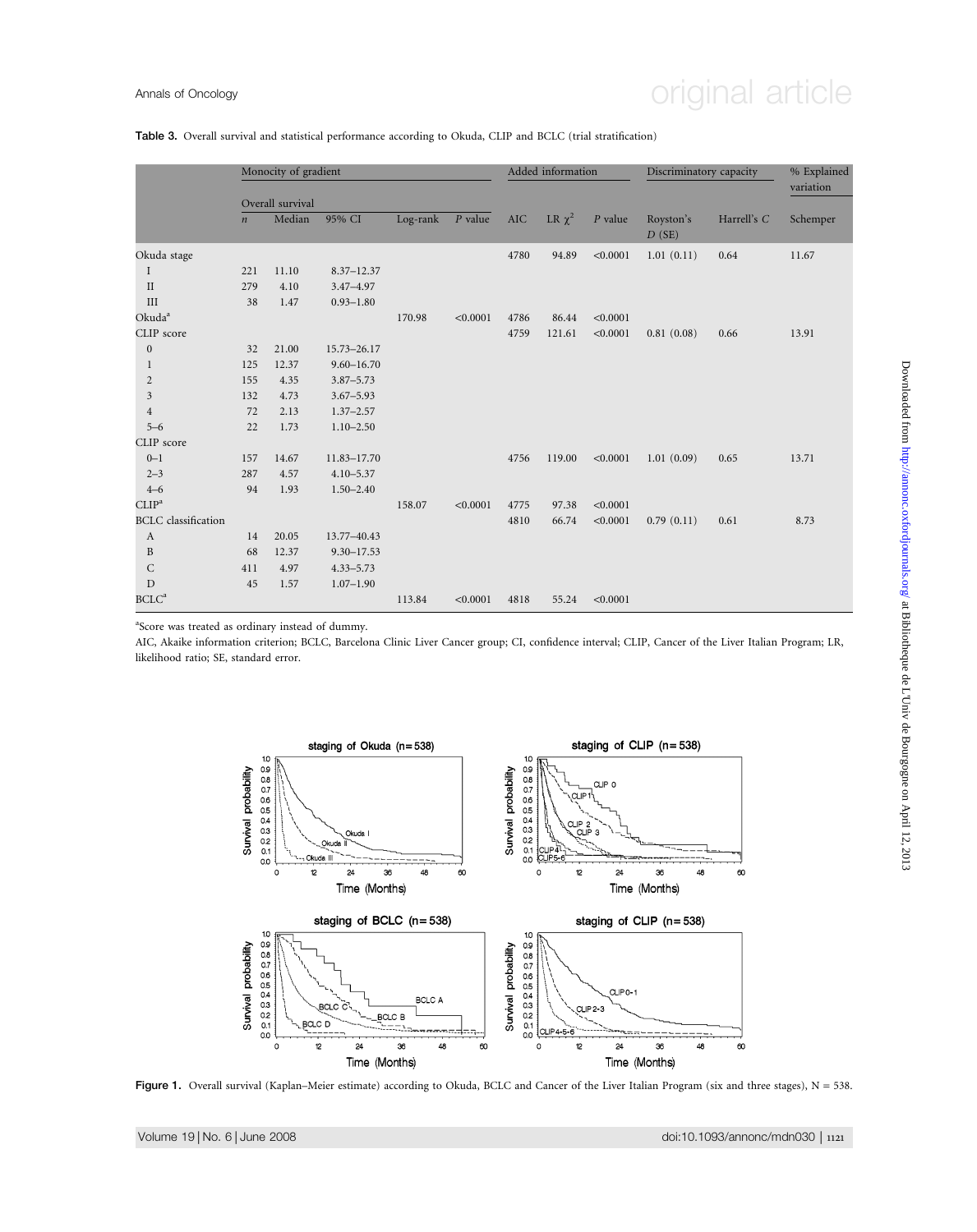**Table 3.** Overall survival and statistical performance according to Okuda, CLIP and BCLC (trial stratification)

| | Monocity of gradient | | | | | Added information | | | Discriminatory capacity | | % Explained variation |
|---|---|---|---|---|---|---|---|---|---|---|---|
| | Overall survival | | | | | | | | | | |
| | *n* | Median | 95% CI | Log-rank | *P* value | AIC | LR $\chi^2$ | *P* value | Royston's *D* (SE) | Harrell's *C* | Schemper |
| Okuda stage | | | | | | 4780 | 94.89 | <0.0001 | 1.01 (0.11) | 0.64 | 11.67 |
| I | 221 | 11.10 | 8.37–12.37 | | | | | | | | |
| II | 279 | 4.10 | 3.47–4.97 | | | | | | | | |
| III | 38 | 1.47 | 0.93–1.80 | | | | | | | | |
| Okuda[a] | | | | 170.98 | <0.0001 | 4786 | 86.44 | <0.0001 | | | |
| CLIP score | | | | | | 4759 | 121.61 | <0.0001 | 0.81 (0.08) | 0.66 | 13.91 |
| 0 | 32 | 21.00 | 15.73–26.17 | | | | | | | | |
| 1 | 125 | 12.37 | 9.60–16.70 | | | | | | | | |
| 2 | 155 | 4.35 | 3.87–5.73 | | | | | | | | |
| 3 | 132 | 4.73 | 3.67–5.93 | | | | | | | | |
| 4 | 72 | 2.13 | 1.37–2.57 | | | | | | | | |
| 5–6 | 22 | 1.73 | 1.10–2.50 | | | | | | | | |
| CLIP score | | | | | | | | | | | |
| 0–1 | 157 | 14.67 | 11.83–17.70 | | | 4756 | 119.00 | <0.0001 | 1.01 (0.09) | 0.65 | 13.71 |
| 2–3 | 287 | 4.57 | 4.10–5.37 | | | | | | | | |
| 4–6 | 94 | 1.93 | 1.50–2.40 | | | | | | | | |
| CLIP[a] | | | | 158.07 | <0.0001 | 4775 | 97.38 | <0.0001 | | | |
| BCLC classification | | | | | | 4810 | 66.74 | <0.0001 | 0.79 (0.11) | 0.61 | 8.73 |
| A | 14 | 20.05 | 13.77–40.43 | | | | | | | | |
| B | 68 | 12.37 | 9.30–17.53 | | | | | | | | |
| C | 411 | 4.97 | 4.33–5.73 | | | | | | | | |
| D | 45 | 1.57 | 1.07–1.90 | | | | | | | | |
| BCLC[a] | | | | 113.84 | <0.0001 | 4818 | 55.24 | <0.0001 | | | |

[a]Score was treated as ordinary instead of dummy.

AIC, Akaike information criterion; BCLC, Barcelona Clinic Liver Cancer group; CI, confidence interval; CLIP, Cancer of the Liver Italian Program; LR, likelihood ratio; SE, standard error.

**Figure 1.** Overall survival (Kaplan–Meier estimate) according to Okuda, BCLC and Cancer of the Liver Italian Program (six and three stages), N = 538.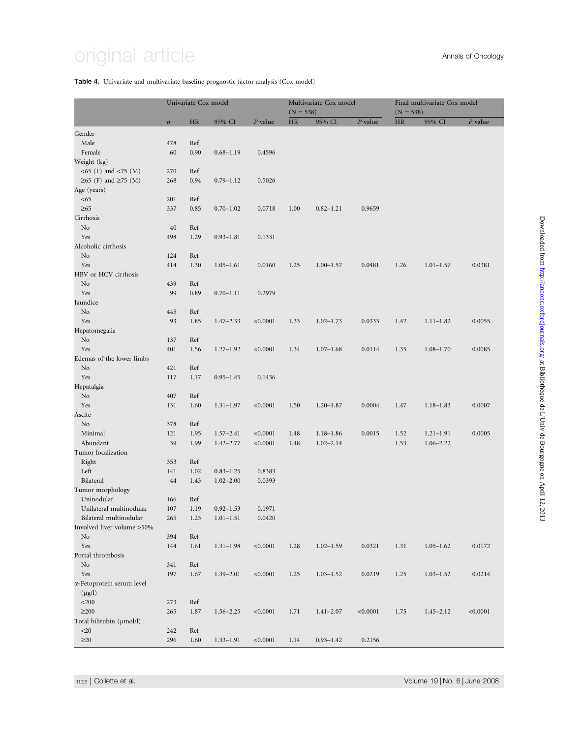**Table 4.** Univariate and multivariate baseline prognostic factor analysis (Cox model)

| | Univariate Cox model | | | | Multivariate Cox model (N = 538) | | | Final multivariate Cox model (N = 538) | | |
|---|---|---|---|---|---|---|---|---|---|---|
| | *n* | HR | 95% CI | *P* value | HR | 95% CI | *P* value | HR | 95% CI | *P* value |
| Gender | | | | | | | | | | |
| Male | 478 | Ref | | | | | | | | |
| Female | 60 | 0.90 | 0.68–1.19 | 0.4596 | | | | | | |
| Weight (kg) | | | | | | | | | | |
| <65 (F) and <75 (M) | 270 | Ref | | | | | | | | |
| ≥65 (F) and ≥75 (M) | 268 | 0.94 | 0.79–1.12 | 0.5026 | | | | | | |
| Age (years) | | | | | | | | | | |
| <65 | 201 | Ref | | | | | | | | |
| ≥65 | 337 | 0.85 | 0.70–1.02 | 0.0718 | 1.00 | 0.82–1.21 | 0.9659 | | | |
| Cirrhosis | | | | | | | | | | |
| No | 40 | Ref | | | | | | | | |
| Yes | 498 | 1.29 | 0.93–1.81 | 0.1331 | | | | | | |
| Alcoholic cirrhosis | | | | | | | | | | |
| No | 124 | Ref | | | | | | | | |
| Yes | 414 | 1.30 | 1.05–1.61 | 0.0160 | 1.25 | 1.00–1.57 | 0.0481 | 1.26 | 1.01–1.57 | 0.0381 |
| HBV or HCV cirrhosis | | | | | | | | | | |
| No | 439 | Ref | | | | | | | | |
| Yes | 99 | 0.89 | 0.70–1.11 | 0.2979 | | | | | | |
| Jaundice | | | | | | | | | | |
| No | 445 | Ref | | | | | | | | |
| Yes | 93 | 1.85 | 1.47–2.33 | <0.0001 | 1.33 | 1.02–1.73 | 0.0333 | 1.42 | 1.11–1.82 | 0.0055 |
| Hepatomegalia | | | | | | | | | | |
| No | 137 | Ref | | | | | | | | |
| Yes | 401 | 1.56 | 1.27–1.92 | <0.0001 | 1.34 | 1.07–1.68 | 0.0114 | 1.35 | 1.08–1.70 | 0.0085 |
| Edemas of the lower limbs | | | | | | | | | | |
| No | 421 | Ref | | | | | | | | |
| Yes | 117 | 1.17 | 0.95–1.45 | 0.1436 | | | | | | |
| Hepatalgia | | | | | | | | | | |
| No | 407 | Ref | | | | | | | | |
| Yes | 131 | 1.60 | 1.31–1.97 | <0.0001 | 1.50 | 1.20–1.87 | 0.0004 | 1.47 | 1.18–1.83 | 0.0007 |
| Ascite | | | | | | | | | | |
| No | 378 | Ref | | | | | | | | |
| Minimal | 121 | 1.95 | 1.57–2.41 | <0.0001 | 1.48 | 1.18–1.86 | 0.0015 | 1.52 | 1.21–1.91 | 0.0005 |
| Abundant | 39 | 1.99 | 1.42–2.77 | <0.0001 | 1.48 | 1.02–2.14 | | 1.53 | 1.06–2.22 | |
| Tumor localization | | | | | | | | | | |
| Right | 353 | Ref | | | | | | | | |
| Left | 141 | 1.02 | 0.83–1.25 | 0.8383 | | | | | | |
| Bilateral | 44 | 1.43 | 1.02–2.00 | 0.0393 | | | | | | |
| Tumor morphology | | | | | | | | | | |
| Uninodular | 166 | Ref | | | | | | | | |
| Unilateral multinodular | 107 | 1.19 | 0.92–1.53 | 0.1971 | | | | | | |
| Bilateral multinodular | 265 | 1.23 | 1.01–1.51 | 0.0420 | | | | | | |
| Involved liver volume >50% | | | | | | | | | | |
| No | 394 | Ref | | | | | | | | |
| Yes | 144 | 1.61 | 1.31–1.98 | <0.0001 | 1.28 | 1.02–1.59 | 0.0321 | 1.31 | 1.05–1.62 | 0.0172 |
| Portal thrombosis | | | | | | | | | | |
| No | 341 | Ref | | | | | | | | |
| Yes | 197 | 1.67 | 1.39–2.01 | <0.0001 | 1.25 | 1.03–1.52 | 0.0219 | 1.25 | 1.03–1.52 | 0.0214 |
| α-Fetoprotein serum level (μg/l) | | | | | | | | | | |
| <200 | 273 | Ref | | | | | | | | |
| ≥200 | 265 | 1.87 | 1.56–2.25 | <0.0001 | 1.71 | 1.41–2.07 | <0.0001 | 1.75 | 1.45–2.12 | <0.0001 |
| Total bilirubin (μmol/l) | | | | | | | | | | |
| <20 | 242 | Ref | | | | | | | | |
| ≥20 | 296 | 1.60 | 1.33–1.91 | <0.0001 | 1.14 | 0.93–1.42 | 0.2156 | | | |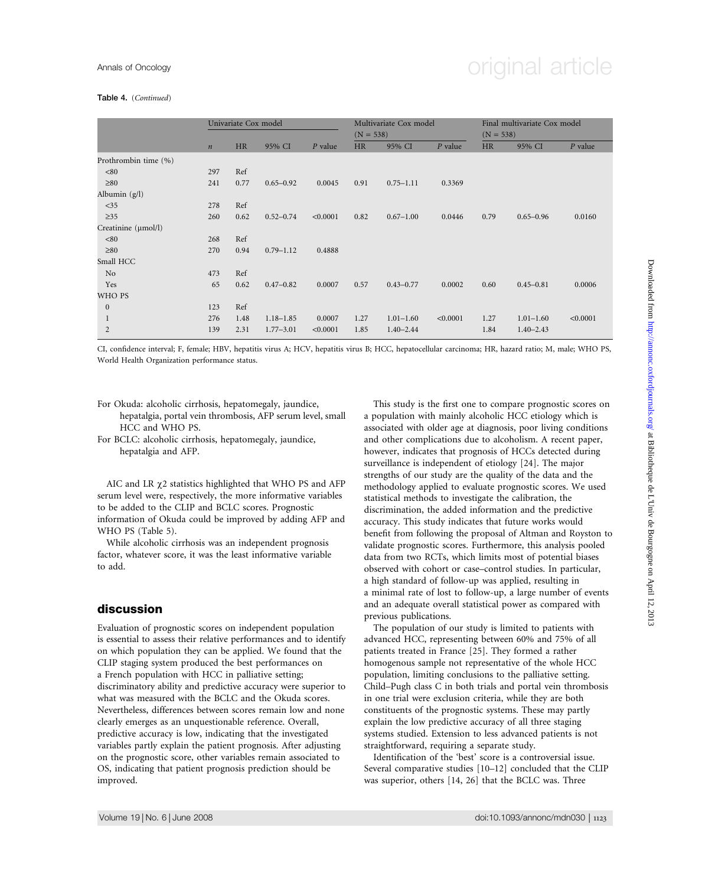**Table 4.** (*Continued*)

| | Univariate Cox model | | | | Multivariate Cox model (N = 538) | | | Final multivariate Cox model (N = 538) | | |
|---|---|---|---|---|---|---|---|---|---|---|
| | *n* | HR | 95% CI | *P* value | HR | 95% CI | *P* value | HR | 95% CI | *P* value |
| Prothrombin time (%) | | | | | | | | | | |
| <80 | 297 | Ref | | | | | | | | |
| ≥80 | 241 | 0.77 | 0.65–0.92 | 0.0045 | 0.91 | 0.75–1.11 | 0.3369 | | | |
| Albumin (g/l) | | | | | | | | | | |
| <35 | 278 | Ref | | | | | | | | |
| ≥35 | 260 | 0.62 | 0.52–0.74 | <0.0001 | 0.82 | 0.67–1.00 | 0.0446 | 0.79 | 0.65–0.96 | 0.0160 |
| Creatinine (μmol/l) | | | | | | | | | | |
| <80 | 268 | Ref | | | | | | | | |
| ≥80 | 270 | 0.94 | 0.79–1.12 | 0.4888 | | | | | | |
| Small HCC | | | | | | | | | | |
| No | 473 | Ref | | | | | | | | |
| Yes | 65 | 0.62 | 0.47–0.82 | 0.0007 | 0.57 | 0.43–0.77 | 0.0002 | 0.60 | 0.45–0.81 | 0.0006 |
| WHO PS | | | | | | | | | | |
| 0 | 123 | Ref | | | | | | | | |
| 1 | 276 | 1.48 | 1.18–1.85 | 0.0007 | 1.27 | 1.01–1.60 | <0.0001 | 1.27 | 1.01–1.60 | <0.0001 |
| 2 | 139 | 2.31 | 1.77–3.01 | <0.0001 | 1.85 | 1.40–2.44 | | 1.84 | 1.40–2.43 | |

CI, confidence interval; F, female; HBV, hepatitis virus A; HCV, hepatitis virus B; HCC, hepatocellular carcinoma; HR, hazard ratio; M, male; WHO PS, World Health Organization performance status.

For Okuda: alcoholic cirrhosis, hepatomegaly, jaundice, hepatalgia, portal vein thrombosis, AFP serum level, small HCC and WHO PS.

For BCLC: alcoholic cirrhosis, hepatomegaly, jaundice, hepatalgia and AFP.

AIC and LR $\chi2$ statistics highlighted that WHO PS and AFP serum level were, respectively, the more informative variables to be added to the CLIP and BCLC scores. Prognostic information of Okuda could be improved by adding AFP and WHO PS (Table 5).

While alcoholic cirrhosis was an independent prognosis factor, whatever score, it was the least informative variable to add.

## discussion

Evaluation of prognostic scores on independent population is essential to assess their relative performances and to identify on which population they can be applied. We found that the CLIP staging system produced the best performances on a French population with HCC in palliative setting; discriminatory ability and predictive accuracy were superior to what was measured with the BCLC and the Okuda scores. Nevertheless, differences between scores remain low and none clearly emerges as an unquestionable reference. Overall, predictive accuracy is low, indicating that the investigated variables partly explain the patient prognosis. After adjusting on the prognostic score, other variables remain associated to OS, indicating that patient prognosis prediction should be improved.

This study is the first one to compare prognostic scores on a population with mainly alcoholic HCC etiology which is associated with older age at diagnosis, poor living conditions and other complications due to alcoholism. A recent paper, however, indicates that prognosis of HCCs detected during surveillance is independent of etiology [24]. The major strengths of our study are the quality of the data and the methodology applied to evaluate prognostic scores. We used statistical methods to investigate the calibration, the discrimination, the added information and the predictive accuracy. This study indicates that future works would benefit from following the proposal of Altman and Royston to validate prognostic scores. Furthermore, this analysis pooled data from two RCTs, which limits most of potential biases observed with cohort or case–control studies. In particular, a high standard of follow-up was applied, resulting in a minimal rate of lost to follow-up, a large number of events and an adequate overall statistical power as compared with previous publications.

The population of our study is limited to patients with advanced HCC, representing between 60% and 75% of all patients treated in France [25]. They formed a rather homogenous sample not representative of the whole HCC population, limiting conclusions to the palliative setting. Child–Pugh class C in both trials and portal vein thrombosis in one trial were exclusion criteria, while they are both constituents of the prognostic systems. These may partly explain the low predictive accuracy of all three staging systems studied. Extension to less advanced patients is not straightforward, requiring a separate study.

Identification of the 'best' score is a controversial issue. Several comparative studies [10–12] concluded that the CLIP was superior, others [14, 26] that the BCLC was. Three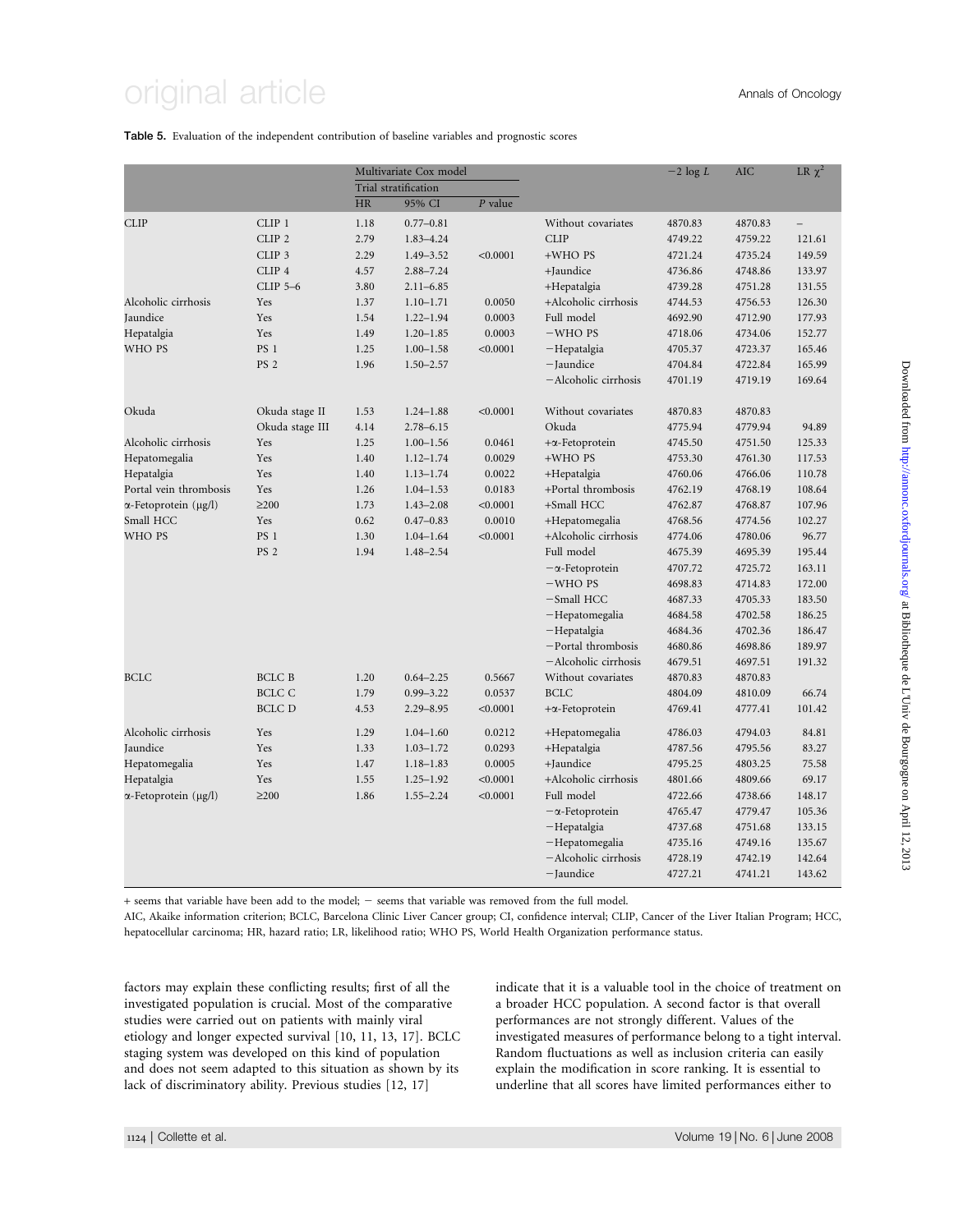**Table 5.** Evaluation of the independent contribution of baseline variables and prognostic scores

| | | Multivariate Cox model | | | | $-2 \log L$ | AIC | LR $\chi^2$ |
|---|---|---|---|---|---|---|---|---|
| | | Trial stratification | | | | | | |
| | | HR | 95% CI | P value | | | | |
| CLIP | CLIP 1 | 1.18 | 0.77–0.81 | | Without covariates | 4870.83 | 4870.83 | – |
| | CLIP 2 | 2.79 | 1.83–4.24 | | CLIP | 4749.22 | 4759.22 | 121.61 |
| | CLIP 3 | 2.29 | 1.49–3.52 | <0.0001 | +WHO PS | 4721.24 | 4735.24 | 149.59 |
| | CLIP 4 | 4.57 | 2.88–7.24 | | +Jaundice | 4736.86 | 4748.86 | 133.97 |
| | CLIP 5–6 | 3.80 | 2.11–6.85 | | +Hepatalgia | 4739.28 | 4751.28 | 131.55 |
| Alcoholic cirrhosis | Yes | 1.37 | 1.10–1.71 | 0.0050 | +Alcoholic cirrhosis | 4744.53 | 4756.53 | 126.30 |
| Jaundice | Yes | 1.54 | 1.22–1.94 | 0.0003 | Full model | 4692.90 | 4712.90 | 177.93 |
| Hepatalgia | Yes | 1.49 | 1.20–1.85 | 0.0003 | −WHO PS | 4718.06 | 4734.06 | 152.77 |
| WHO PS | PS 1 | 1.25 | 1.00–1.58 | <0.0001 | −Hepatalgia | 4705.37 | 4723.37 | 165.46 |
| | PS 2 | 1.96 | 1.50–2.57 | | −Jaundice | 4704.84 | 4722.84 | 165.99 |
| | | | | | −Alcoholic cirrhosis | 4701.19 | 4719.19 | 169.64 |
| Okuda | Okuda stage II | 1.53 | 1.24–1.88 | <0.0001 | Without covariates | 4870.83 | 4870.83 | |
| | Okuda stage III | 4.14 | 2.78–6.15 | | Okuda | 4775.94 | 4779.94 | 94.89 |
| Alcoholic cirrhosis | Yes | 1.25 | 1.00–1.56 | 0.0461 | +α-Fetoprotein | 4745.50 | 4751.50 | 125.33 |
| Hepatomegalia | Yes | 1.40 | 1.12–1.74 | 0.0029 | +WHO PS | 4753.30 | 4761.30 | 117.53 |
| Hepatalgia | Yes | 1.40 | 1.13–1.74 | 0.0022 | +Hepatalgia | 4760.06 | 4766.06 | 110.78 |
| Portal vein thrombosis | Yes | 1.26 | 1.04–1.53 | 0.0183 | +Portal thrombosis | 4762.19 | 4768.19 | 108.64 |
| α-Fetoprotein (μg/l) | ≥200 | 1.73 | 1.43–2.08 | <0.0001 | +Small HCC | 4762.87 | 4768.87 | 107.96 |
| Small HCC | Yes | 0.62 | 0.47–0.83 | 0.0010 | +Hepatomegalia | 4768.56 | 4774.56 | 102.27 |
| WHO PS | PS 1 | 1.30 | 1.04–1.64 | <0.0001 | +Alcoholic cirrhosis | 4774.06 | 4780.06 | 96.77 |
| | PS 2 | 1.94 | 1.48–2.54 | | Full model | 4675.39 | 4695.39 | 195.44 |
| | | | | | −α-Fetoprotein | 4707.72 | 4725.72 | 163.11 |
| | | | | | −WHO PS | 4698.83 | 4714.83 | 172.00 |
| | | | | | −Small HCC | 4687.33 | 4705.33 | 183.50 |
| | | | | | −Hepatomegalia | 4684.58 | 4702.58 | 186.25 |
| | | | | | −Hepatalgia | 4684.36 | 4702.36 | 186.47 |
| | | | | | −Portal thrombosis | 4680.86 | 4698.86 | 189.97 |
| | | | | | −Alcoholic cirrhosis | 4679.51 | 4697.51 | 191.32 |
| BCLC | BCLC B | 1.20 | 0.64–2.25 | 0.5667 | Without covariates | 4870.83 | 4870.83 | |
| | BCLC C | 1.79 | 0.99–3.22 | 0.0537 | BCLC | 4804.09 | 4810.09 | 66.74 |
| | BCLC D | 4.53 | 2.29–8.95 | <0.0001 | +α-Fetoprotein | 4769.41 | 4777.41 | 101.42 |
| Alcoholic cirrhosis | Yes | 1.29 | 1.04–1.60 | 0.0212 | +Hepatomegalia | 4786.03 | 4794.03 | 84.81 |
| Jaundice | Yes | 1.33 | 1.03–1.72 | 0.0293 | +Hepatalgia | 4787.56 | 4795.56 | 83.27 |
| Hepatomegalia | Yes | 1.47 | 1.18–1.83 | 0.0005 | +Jaundice | 4795.25 | 4803.25 | 75.58 |
| Hepatalgia | Yes | 1.55 | 1.25–1.92 | <0.0001 | +Alcoholic cirrhosis | 4801.66 | 4809.66 | 69.17 |
| α-Fetoprotein (μg/l) | ≥200 | 1.86 | 1.55–2.24 | <0.0001 | Full model | 4722.66 | 4738.66 | 148.17 |
| | | | | | −α-Fetoprotein | 4765.47 | 4779.47 | 105.36 |
| | | | | | −Hepatalgia | 4737.68 | 4751.68 | 133.15 |
| | | | | | −Hepatomegalia | 4735.16 | 4749.16 | 135.67 |
| | | | | | −Alcoholic cirrhosis | 4728.19 | 4742.19 | 142.64 |
| | | | | | −Jaundice | 4727.21 | 4741.21 | 143.62 |

+ seems that variable have been add to the model; − seems that variable was removed from the full model.

AIC, Akaike information criterion; BCLC, Barcelona Clinic Liver Cancer group; CI, confidence interval; CLIP, Cancer of the Liver Italian Program; HCC, hepatocellular carcinoma; HR, hazard ratio; LR, likelihood ratio; WHO PS, World Health Organization performance status.

factors may explain these conflicting results; first of all the investigated population is crucial. Most of the comparative studies were carried out on patients with mainly viral etiology and longer expected survival [10, 11, 13, 17]. BCLC staging system was developed on this kind of population and does not seem adapted to this situation as shown by its lack of discriminatory ability. Previous studies [12, 17] indicate that it is a valuable tool in the choice of treatment on a broader HCC population. A second factor is that overall performances are not strongly different. Values of the investigated measures of performance belong to a tight interval. Random fluctuations as well as inclusion criteria can easily explain the modification in score ranking. It is essential to underline that all scores have limited performances either to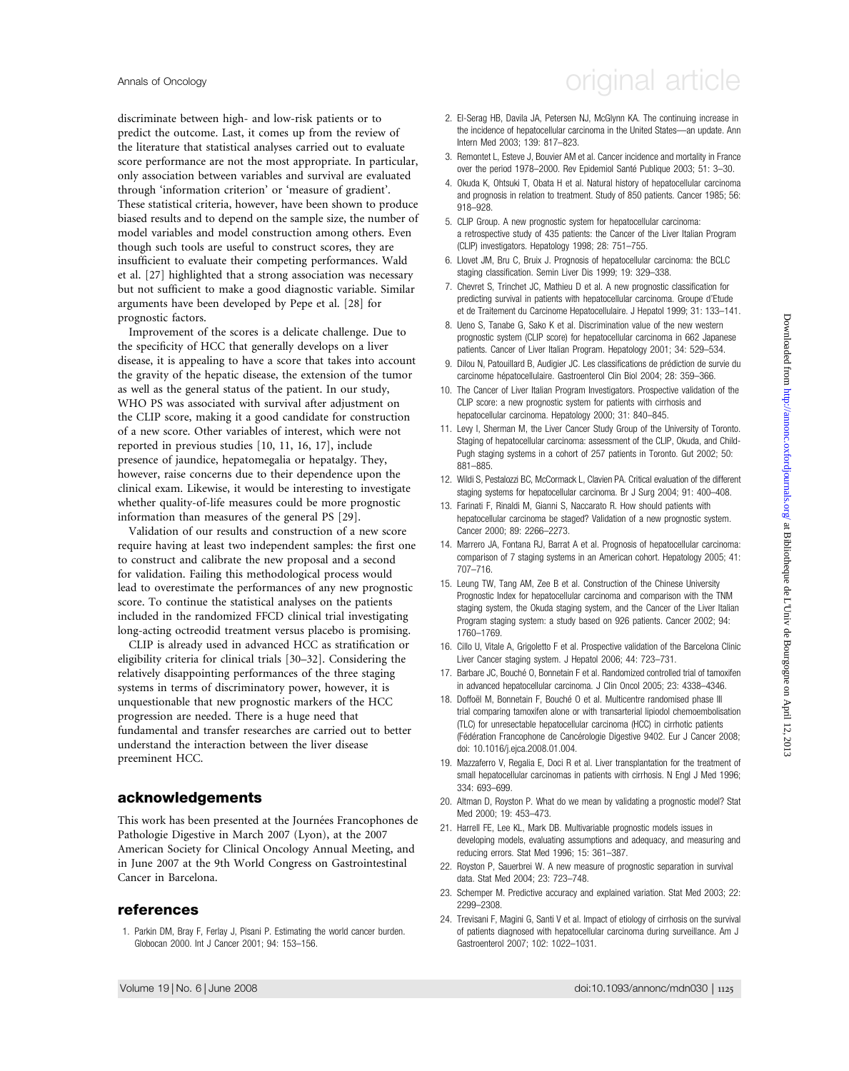discriminate between high- and low-risk patients or to predict the outcome. Last, it comes up from the review of the literature that statistical analyses carried out to evaluate score performance are not the most appropriate. In particular, only association between variables and survival are evaluated through 'information criterion' or 'measure of gradient'. These statistical criteria, however, have been shown to produce biased results and to depend on the sample size, the number of model variables and model construction among others. Even though such tools are useful to construct scores, they are insufficient to evaluate their competing performances. Wald et al. [27] highlighted that a strong association was necessary but not sufficient to make a good diagnostic variable. Similar arguments have been developed by Pepe et al. [28] for prognostic factors.

Improvement of the scores is a delicate challenge. Due to the specificity of HCC that generally develops on a liver disease, it is appealing to have a score that takes into account the gravity of the hepatic disease, the extension of the tumor as well as the general status of the patient. In our study, WHO PS was associated with survival after adjustment on the CLIP score, making it a good candidate for construction of a new score. Other variables of interest, which were not reported in previous studies [10, 11, 16, 17], include presence of jaundice, hepatomegalia or hepatalgy. They, however, raise concerns due to their dependence upon the clinical exam. Likewise, it would be interesting to investigate whether quality-of-life measures could be more prognostic information than measures of the general PS [29].

Validation of our results and construction of a new score require having at least two independent samples: the first one to construct and calibrate the new proposal and a second for validation. Failing this methodological process would lead to overestimate the performances of any new prognostic score. To continue the statistical analyses on the patients included in the randomized FFCD clinical trial investigating long-acting octreodid treatment versus placebo is promising.

CLIP is already used in advanced HCC as stratification or eligibility criteria for clinical trials [30–32]. Considering the relatively disappointing performances of the three staging systems in terms of discriminatory power, however, it is unquestionable that new prognostic markers of the HCC progression are needed. There is a huge need that fundamental and transfer researches are carried out to better understand the interaction between the liver disease preeminent HCC.

## acknowledgements

This work has been presented at the Journées Francophones de Pathologie Digestive in March 2007 (Lyon), at the 2007 American Society for Clinical Oncology Annual Meeting, and in June 2007 at the 9th World Congress on Gastrointestinal Cancer in Barcelona.

## references

1. Parkin DM, Bray F, Ferlay J, Pisani P. Estimating the world cancer burden. Globocan 2000. Int J Cancer 2001; 94: 153–156.
2. El-Serag HB, Davila JA, Petersen NJ, McGlynn KA. The continuing increase in the incidence of hepatocellular carcinoma in the United States—an update. Ann Intern Med 2003; 139: 817–823.
3. Remontet L, Esteve J, Bouvier AM et al. Cancer incidence and mortality in France over the period 1978–2000. Rev Epidemiol Santé Publique 2003; 51: 3–30.
4. Okuda K, Ohtsuki T, Obata H et al. Natural history of hepatocellular carcinoma and prognosis in relation to treatment. Study of 850 patients. Cancer 1985; 56: 918–928.
5. CLIP Group. A new prognostic system for hepatocellular carcinoma: a retrospective study of 435 patients: the Cancer of the Liver Italian Program (CLIP) investigators. Hepatology 1998; 28: 751–755.
6. Llovet JM, Bru C, Bruix J. Prognosis of hepatocellular carcinoma: the BCLC staging classification. Semin Liver Dis 1999; 19: 329–338.
7. Chevret S, Trinchet JC, Mathieu D et al. A new prognostic classification for predicting survival in patients with hepatocellular carcinoma. Groupe d'Etude et de Traitement du Carcinome Hepatocellulaire. J Hepatol 1999; 31: 133–141.
8. Ueno S, Tanabe G, Sako K et al. Discrimination value of the new western prognostic system (CLIP score) for hepatocellular carcinoma in 662 Japanese patients. Cancer of Liver Italian Program. Hepatology 2001; 34: 529–534.
9. Dilou N, Patouillard B, Audigier JC. Les classifications de prédiction de survie du carcinome hépatocellulaire. Gastroenterol Clin Biol 2004; 28: 359–366.
10. The Cancer of Liver Italian Program Investigators. Prospective validation of the CLIP score: a new prognostic system for patients with cirrhosis and hepatocellular carcinoma. Hepatology 2000; 31: 840–845.
11. Levy I, Sherman M, the Liver Cancer Study Group of the University of Toronto. Staging of hepatocellular carcinoma: assessment of the CLIP, Okuda, and Child-Pugh staging systems in a cohort of 257 patients in Toronto. Gut 2002; 50: 881–885.
12. Wildi S, Pestalozzi BC, McCormack L, Clavien PA. Critical evaluation of the different staging systems for hepatocellular carcinoma. Br J Surg 2004; 91: 400–408.
13. Farinati F, Rinaldi M, Gianni S, Naccarato R. How should patients with hepatocellular carcinoma be staged? Validation of a new prognostic system. Cancer 2000; 89: 2266–2273.
14. Marrero JA, Fontana RJ, Barrat A et al. Prognosis of hepatocellular carcinoma: comparison of 7 staging systems in an American cohort. Hepatology 2005; 41: 707–716.
15. Leung TW, Tang AM, Zee B et al. Construction of the Chinese University Prognostic Index for hepatocellular carcinoma and comparison with the TNM staging system, the Okuda staging system, and the Cancer of the Liver Italian Program staging system: a study based on 926 patients. Cancer 2002; 94: 1760–1769.
16. Cillo U, Vitale A, Grigoletto F et al. Prospective validation of the Barcelona Clinic Liver Cancer staging system. J Hepatol 2006; 44: 723–731.
17. Barbare JC, Bouché O, Bonnetain F et al. Randomized controlled trial of tamoxifen in advanced hepatocellular carcinoma. J Clin Oncol 2005; 23: 4338–4346.
18. Doffoël M, Bonnetain F, Bouché O et al. Multicentre randomised phase III trial comparing tamoxifen alone or with transarterial lipiodol chemoembolisation (TLC) for unresectable hepatocellular carcinoma (HCC) in cirrhotic patients (Fédération Francophone de Cancérologie Digestive 9402. Eur J Cancer 2008; doi: 10.1016/j.ejca.2008.01.004.
19. Mazzaferro V, Regalia E, Doci R et al. Liver transplantation for the treatment of small hepatocellular carcinomas in patients with cirrhosis. N Engl J Med 1996; 334: 693–699.
20. Altman D, Royston P. What do we mean by validating a prognostic model? Stat Med 2000; 19: 453–473.
21. Harrell FE, Lee KL, Mark DB. Multivariable prognostic models issues in developing models, evaluating assumptions and adequacy, and measuring and reducing errors. Stat Med 1996; 15: 361–387.
22. Royston P, Sauerbrei W. A new measure of prognostic separation in survival data. Stat Med 2004; 23: 723–748.
23. Schemper M. Predictive accuracy and explained variation. Stat Med 2003; 22: 2299–2308.
24. Trevisani F, Magini G, Santi V et al. Impact of etiology of cirrhosis on the survival of patients diagnosed with hepatocellular carcinoma during surveillance. Am J Gastroenterol 2007; 102: 1022–1031.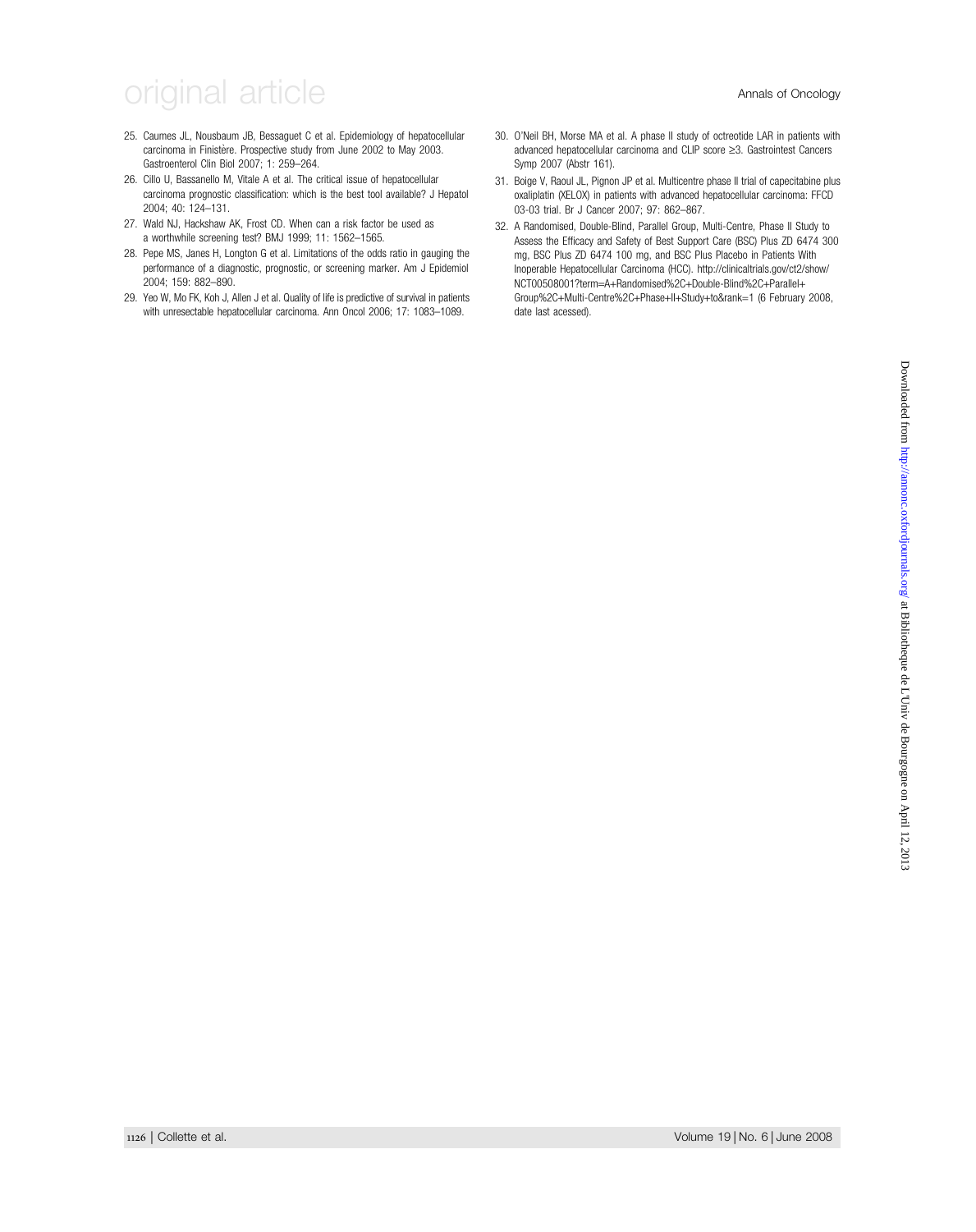25. Caumes JL, Nousbaum JB, Bessaguet C et al. Epidemiology of hepatocellular carcinoma in Finistère. Prospective study from June 2002 to May 2003. Gastroenterol Clin Biol 2007; 1: 259–264.
26. Cillo U, Bassanello M, Vitale A et al. The critical issue of hepatocellular carcinoma prognostic classification: which is the best tool available? J Hepatol 2004; 40: 124–131.
27. Wald NJ, Hackshaw AK, Frost CD. When can a risk factor be used as a worthwhile screening test? BMJ 1999; 11: 1562–1565.
28. Pepe MS, Janes H, Longton G et al. Limitations of the odds ratio in gauging the performance of a diagnostic, prognostic, or screening marker. Am J Epidemiol 2004; 159: 882–890.
29. Yeo W, Mo FK, Koh J, Allen J et al. Quality of life is predictive of survival in patients with unresectable hepatocellular carcinoma. Ann Oncol 2006; 17: 1083–1089.
30. O'Neil BH, Morse MA et al. A phase II study of octreotide LAR in patients with advanced hepatocellular carcinoma and CLIP score ≥3. Gastrointest Cancers Symp 2007 (Abstr 161).
31. Boige V, Raoul JL, Pignon JP et al. Multicentre phase II trial of capecitabine plus oxaliplatin (XELOX) in patients with advanced hepatocellular carcinoma: FFCD 03-03 trial. Br J Cancer 2007; 97: 862–867.
32. A Randomised, Double-Blind, Parallel Group, Multi-Centre, Phase II Study to Assess the Efficacy and Safety of Best Support Care (BSC) Plus ZD 6474 300 mg, BSC Plus ZD 6474 100 mg, and BSC Plus Placebo in Patients With Inoperable Hepatocellular Carcinoma (HCC). http://clinicaltrials.gov/ct2/show/NCT00508001?term=A+Randomised%2C+Double-Blind%2C+Parallel+Group%2C+Multi-Centre%2C+Phase+II+Study+to&rank=1 (6 February 2008, date last acessed).